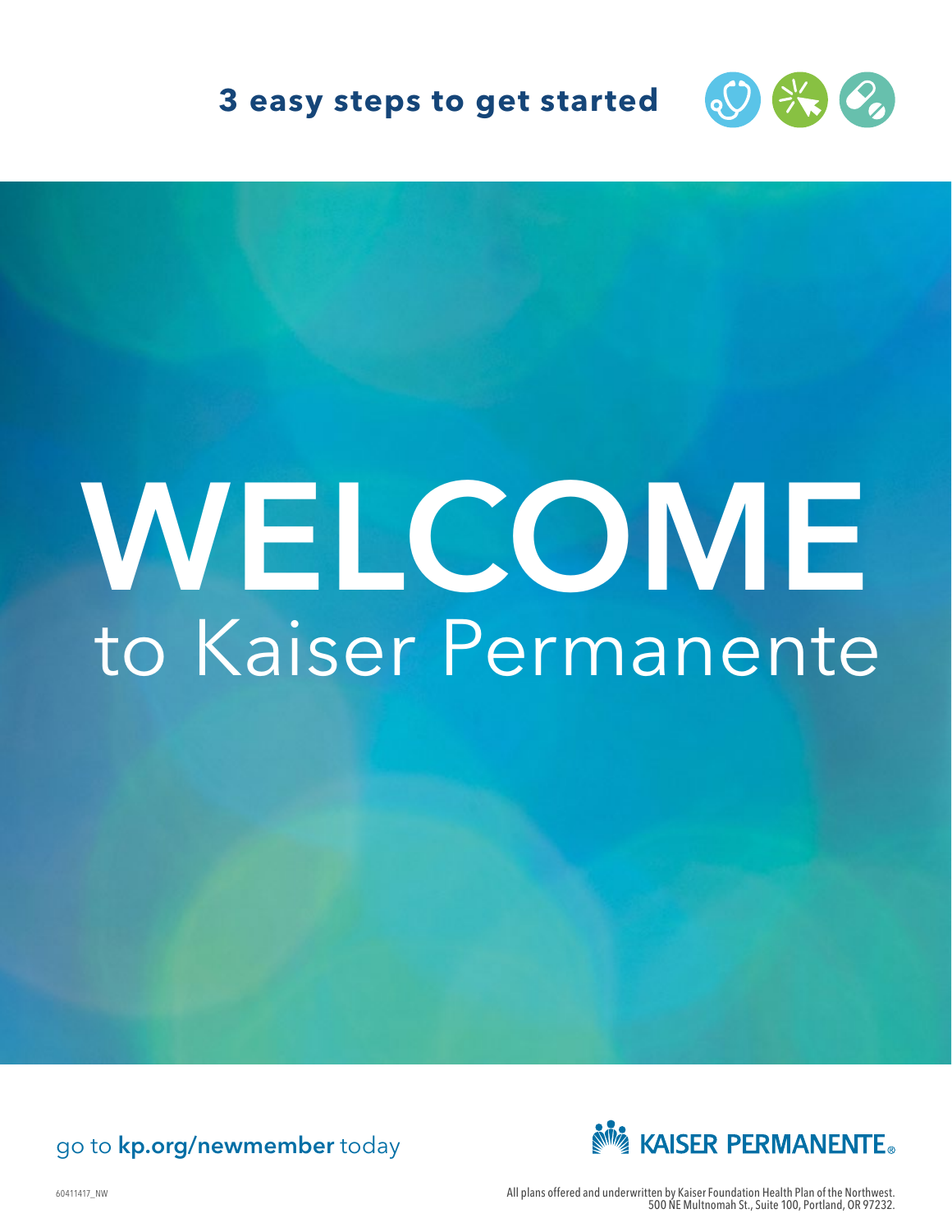**3 easy steps to get started**

# WELCOME
## to Kaiser Permanente

go to **kp.org/newmember** today

KAISER PERMANENTE®

60411417_NW

All plans offered and underwritten by Kaiser Foundation Health Plan of the Northwest. 500 NE Multnomah St., Suite 100, Portland, OR 97232.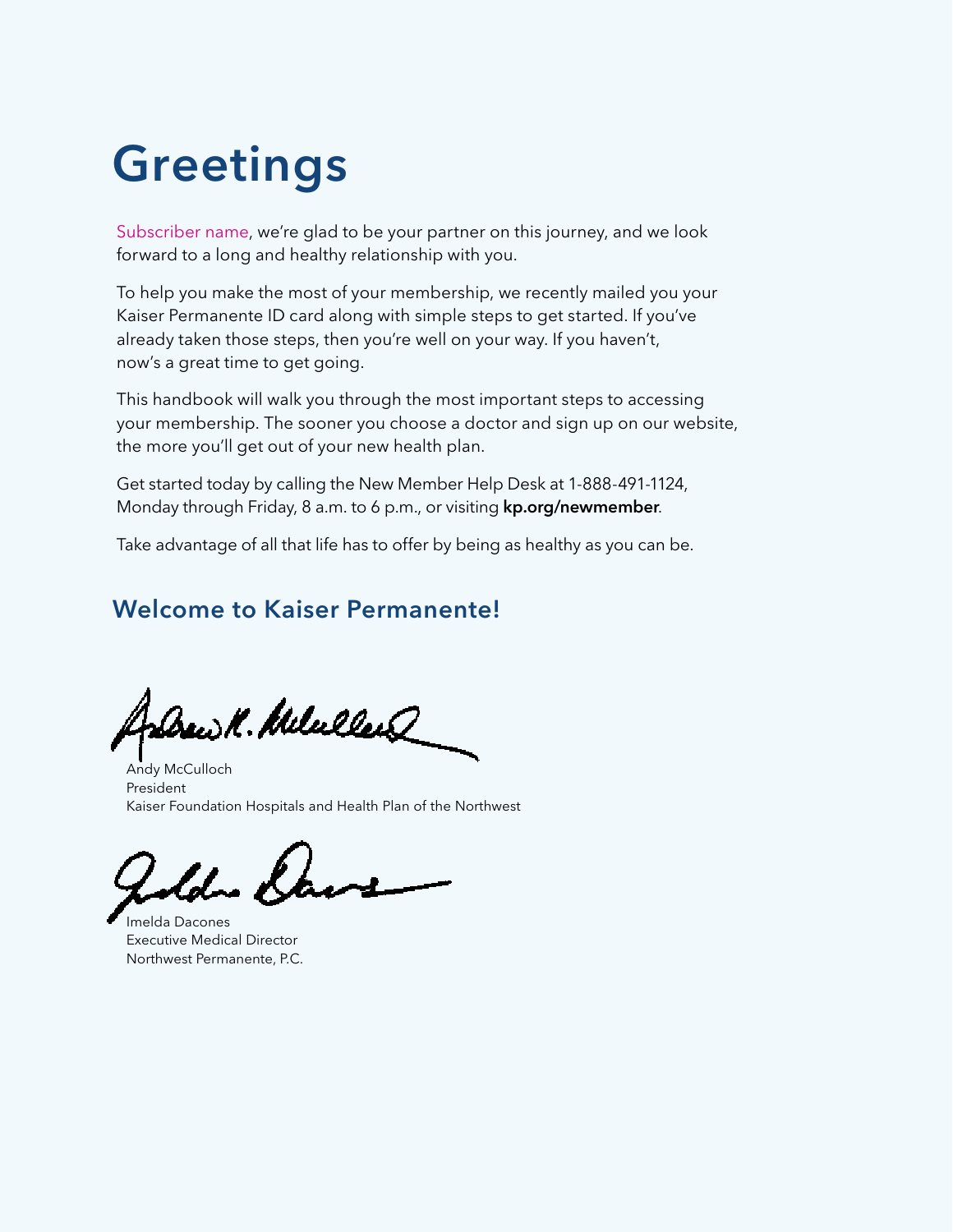# Greetings

Subscriber name, we're glad to be your partner on this journey, and we look forward to a long and healthy relationship with you.

To help you make the most of your membership, we recently mailed you your Kaiser Permanente ID card along with simple steps to get started. If you've already taken those steps, then you're well on your way. If you haven't, now's a great time to get going.

This handbook will walk you through the most important steps to accessing your membership. The sooner you choose a doctor and sign up on our website, the more you'll get out of your new health plan.

Get started today by calling the New Member Help Desk at 1-888-491-1124, Monday through Friday, 8 a.m. to 6 p.m., or visiting **kp.org/newmember**.

Take advantage of all that life has to offer by being as healthy as you can be.

## Welcome to Kaiser Permanente!

Andy McCulloch
President
Kaiser Foundation Hospitals and Health Plan of the Northwest

Imelda Dacones
Executive Medical Director
Northwest Permanente, P.C.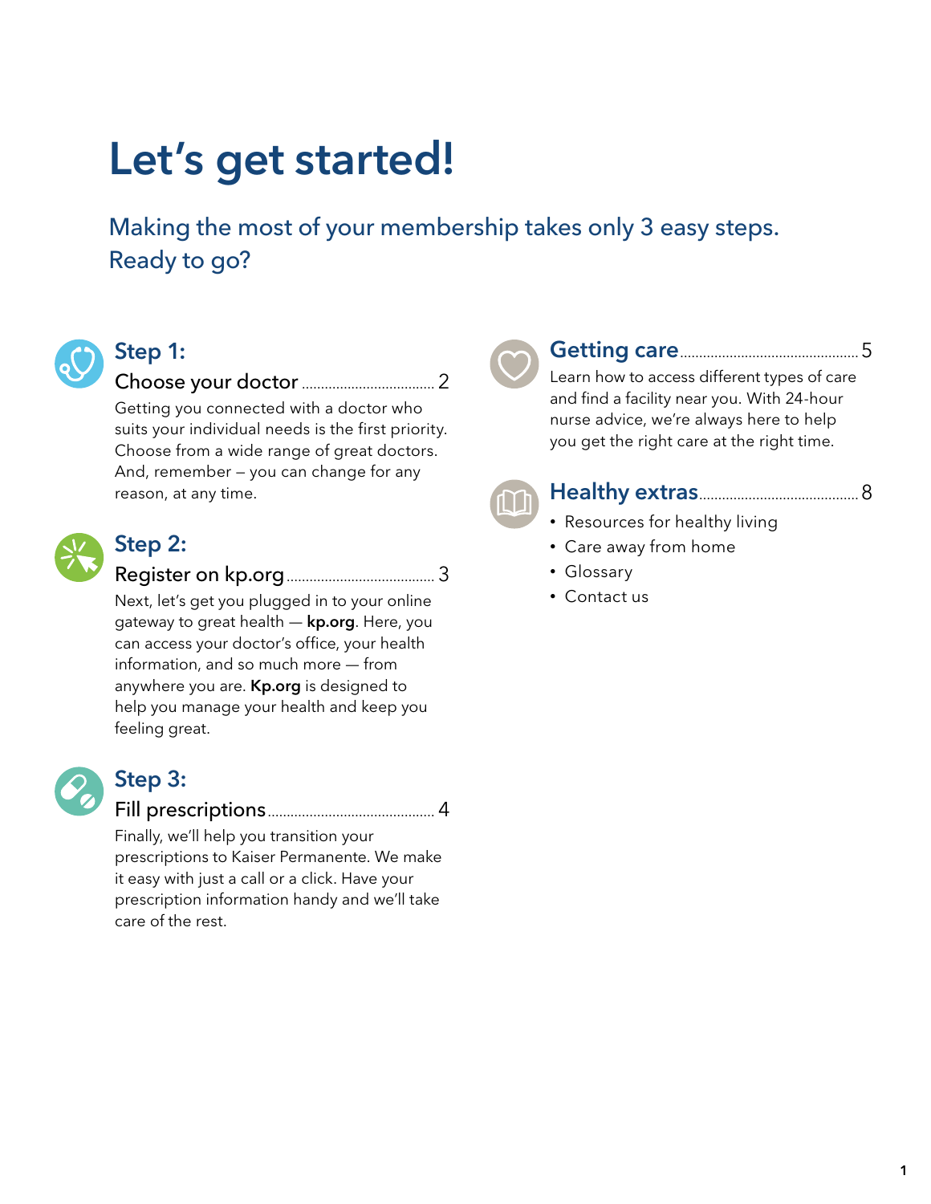# Let's get started!

Making the most of your membership takes only 3 easy steps. Ready to go?

## Step 1:

### Choose your doctor ................................ 2

Getting you connected with a doctor who suits your individual needs is the first priority. Choose from a wide range of great doctors. And, remember – you can change for any reason, at any time.

## Step 2:

### Register on kp.org ................................ 3

Next, let's get you plugged in to your online gateway to great health — **kp.org**. Here, you can access your doctor's office, your health information, and so much more — from anywhere you are. **Kp.org** is designed to help you manage your health and keep you feeling great.

## Step 3:

### Fill prescriptions ................................ 4

Finally, we'll help you transition your prescriptions to Kaiser Permanente. We make it easy with just a call or a click. Have your prescription information handy and we'll take care of the rest.

## Getting care ................................ 5

Learn how to access different types of care and find a facility near you. With 24-hour nurse advice, we're always here to help you get the right care at the right time.

## Healthy extras ................................ 8

- Resources for healthy living
- Care away from home
- Glossary
- Contact us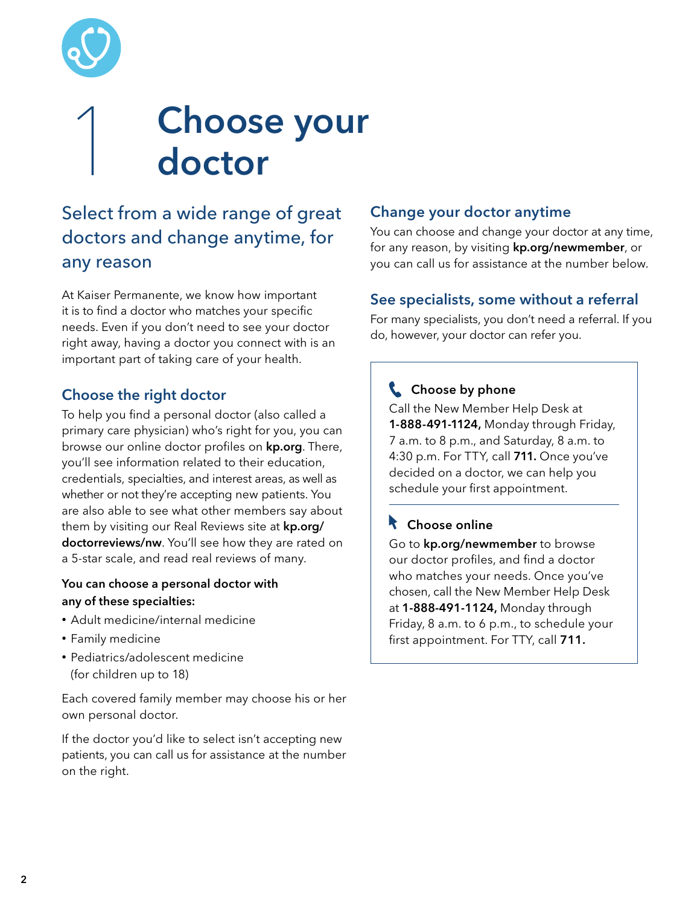# 1 Choose your doctor

## Select from a wide range of great doctors and change anytime, for any reason

At Kaiser Permanente, we know how important it is to find a doctor who matches your specific needs. Even if you don't need to see your doctor right away, having a doctor you connect with is an important part of taking care of your health.

### Choose the right doctor

To help you find a personal doctor (also called a primary care physician) who's right for you, you can browse our online doctor profiles on **kp.org**. There, you'll see information related to their education, credentials, specialties, and interest areas, as well as whether or not they're accepting new patients. You are also able to see what other members say about them by visiting our Real Reviews site at **kp.org/doctorreviews/nw**. You'll see how they are rated on a 5-star scale, and read real reviews of many.

**You can choose a personal doctor with any of these specialties:**

- Adult medicine/internal medicine
- Family medicine
- Pediatrics/adolescent medicine (for children up to 18)

Each covered family member may choose his or her own personal doctor.

If the doctor you'd like to select isn't accepting new patients, you can call us for assistance at the number on the right.

### Change your doctor anytime

You can choose and change your doctor at any time, for any reason, by visiting **kp.org/newmember**, or you can call us for assistance at the number below.

### See specialists, some without a referral

For many specialists, you don't need a referral. If you do, however, your doctor can refer you.

**Choose by phone**

Call the New Member Help Desk at **1-888-491-1124,** Monday through Friday, 7 a.m. to 8 p.m., and Saturday, 8 a.m. to 4:30 p.m. For TTY, call **711.** Once you've decided on a doctor, we can help you schedule your first appointment.

**Choose online**

Go to **kp.org/newmember** to browse our doctor profiles, and find a doctor who matches your needs. Once you've chosen, call the New Member Help Desk at **1-888-491-1124,** Monday through Friday, 8 a.m. to 6 p.m., to schedule your first appointment. For TTY, call **711.**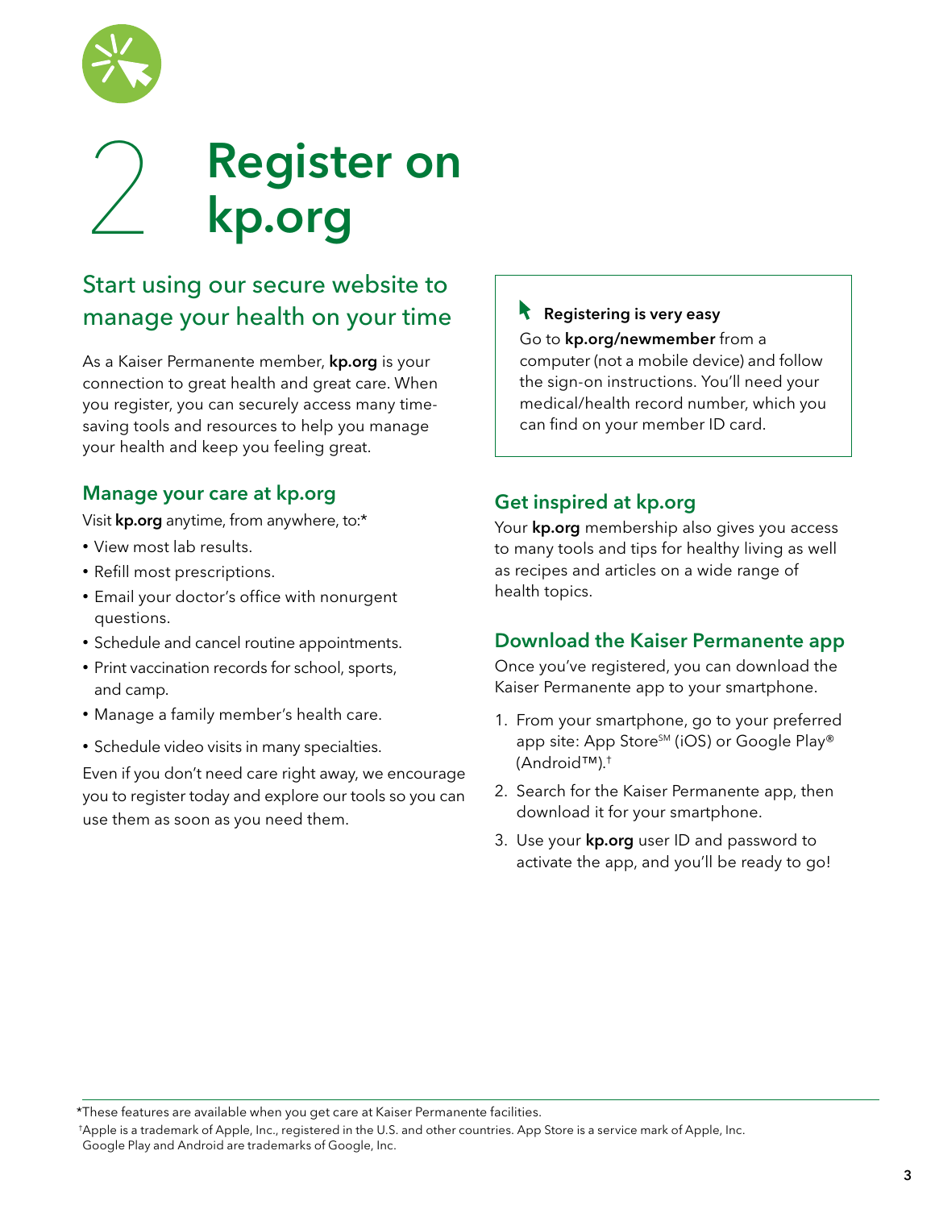# 2 Register on kp.org

## Start using our secure website to manage your health on your time

As a Kaiser Permanente member, **kp.org** is your connection to great health and great care. When you register, you can securely access many time-saving tools and resources to help you manage your health and keep you feeling great.

### Manage your care at kp.org

Visit **kp.org** anytime, from anywhere, to:*

- View most lab results.
- Refill most prescriptions.
- Email your doctor's office with nonurgent questions.
- Schedule and cancel routine appointments.
- Print vaccination records for school, sports, and camp.
- Manage a family member's health care.
- Schedule video visits in many specialties.

Even if you don't need care right away, we encourage you to register today and explore our tools so you can use them as soon as you need them.

**Registering is very easy**

Go to **kp.org/newmember** from a computer (not a mobile device) and follow the sign-on instructions. You'll need your medical/health record number, which you can find on your member ID card.

### Get inspired at kp.org

Your **kp.org** membership also gives you access to many tools and tips for healthy living as well as recipes and articles on a wide range of health topics.

### Download the Kaiser Permanente app

Once you've registered, you can download the Kaiser Permanente app to your smartphone.

1. From your smartphone, go to your preferred app site: App Store℠ (iOS) or Google Play® (Android™).†
2. Search for the Kaiser Permanente app, then download it for your smartphone.
3. Use your **kp.org** user ID and password to activate the app, and you'll be ready to go!

*These features are available when you get care at Kaiser Permanente facilities.

†Apple is a trademark of Apple, Inc., registered in the U.S. and other countries. App Store is a service mark of Apple, Inc. Google Play and Android are trademarks of Google, Inc.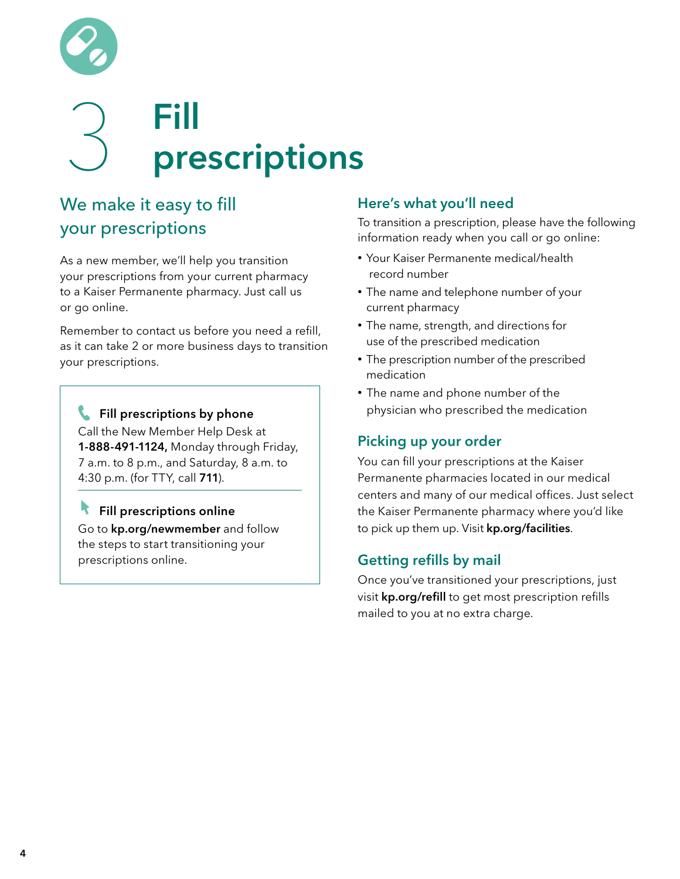# 3 Fill prescriptions

## We make it easy to fill your prescriptions

As a new member, we'll help you transition your prescriptions from your current pharmacy to a Kaiser Permanente pharmacy. Just call us or go online.

Remember to contact us before you need a refill, as it can take 2 or more business days to transition your prescriptions.

**Fill prescriptions by phone**
Call the New Member Help Desk at **1-888-491-1124,** Monday through Friday, 7 a.m. to 8 p.m., and Saturday, 8 a.m. to 4:30 p.m. (for TTY, call **711**).

**Fill prescriptions online**
Go to **kp.org/newmember** and follow the steps to start transitioning your prescriptions online.

### Here's what you'll need

To transition a prescription, please have the following information ready when you call or go online:

- Your Kaiser Permanente medical/health record number
- The name and telephone number of your current pharmacy
- The name, strength, and directions for use of the prescribed medication
- The prescription number of the prescribed medication
- The name and phone number of the physician who prescribed the medication

### Picking up your order

You can fill your prescriptions at the Kaiser Permanente pharmacies located in our medical centers and many of our medical offices. Just select the Kaiser Permanente pharmacy where you'd like to pick up them up. Visit **kp.org/facilities**.

### Getting refills by mail

Once you've transitioned your prescriptions, just visit **kp.org/refill** to get most prescription refills mailed to you at no extra charge.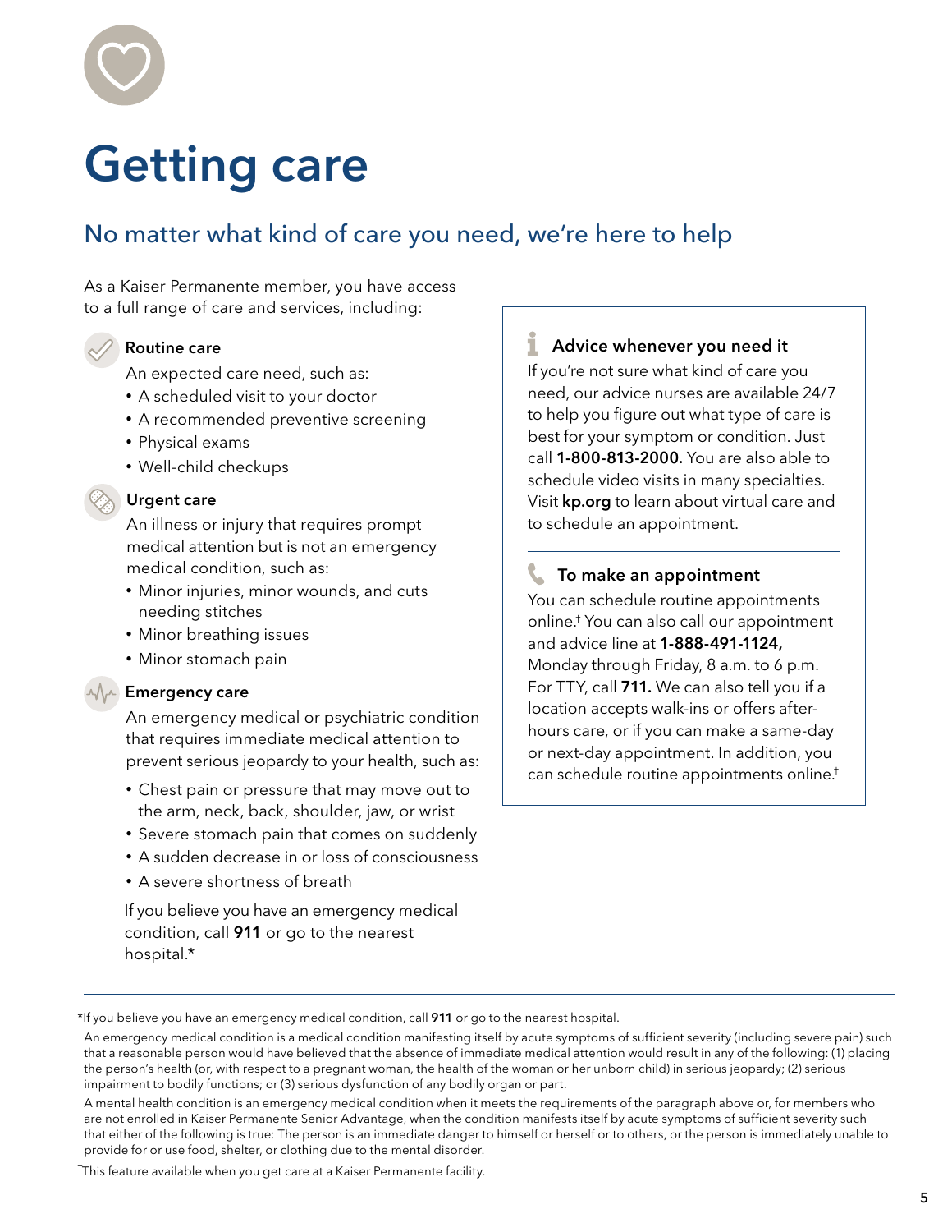# Getting care

## No matter what kind of care you need, we're here to help

As a Kaiser Permanente member, you have access to a full range of care and services, including:

### Routine care

An expected care need, such as:

- A scheduled visit to your doctor
- A recommended preventive screening
- Physical exams
- Well-child checkups

### Urgent care

An illness or injury that requires prompt medical attention but is not an emergency medical condition, such as:

- Minor injuries, minor wounds, and cuts needing stitches
- Minor breathing issues
- Minor stomach pain

### Emergency care

An emergency medical or psychiatric condition that requires immediate medical attention to prevent serious jeopardy to your health, such as:

- Chest pain or pressure that may move out to the arm, neck, back, shoulder, jaw, or wrist
- Severe stomach pain that comes on suddenly
- A sudden decrease in or loss of consciousness
- A severe shortness of breath

If you believe you have an emergency medical condition, call **911** or go to the nearest hospital.*

### Advice whenever you need it

If you're not sure what kind of care you need, our advice nurses are available 24/7 to help you figure out what type of care is best for your symptom or condition. Just call **1-800-813-2000.** You are also able to schedule video visits in many specialties. Visit **kp.org** to learn about virtual care and to schedule an appointment.

### To make an appointment

You can schedule routine appointments online.† You can also call our appointment and advice line at **1-888-491-1124,** Monday through Friday, 8 a.m. to 6 p.m. For TTY, call **711.** We can also tell you if a location accepts walk-ins or offers after-hours care, or if you can make a same-day or next-day appointment. In addition, you can schedule routine appointments online.†

---

*If you believe you have an emergency medical condition, call **911** or go to the nearest hospital.

An emergency medical condition is a medical condition manifesting itself by acute symptoms of sufficient severity (including severe pain) such that a reasonable person would have believed that the absence of immediate medical attention would result in any of the following: (1) placing the person's health (or, with respect to a pregnant woman, the health of the woman or her unborn child) in serious jeopardy; (2) serious impairment to bodily functions; or (3) serious dysfunction of any bodily organ or part.

A mental health condition is an emergency medical condition when it meets the requirements of the paragraph above or, for members who are not enrolled in Kaiser Permanente Senior Advantage, when the condition manifests itself by acute symptoms of sufficient severity such that either of the following is true: The person is an immediate danger to himself or herself or to others, or the person is immediately unable to provide for or use food, shelter, or clothing due to the mental disorder.

†This feature available when you get care at a Kaiser Permanente facility.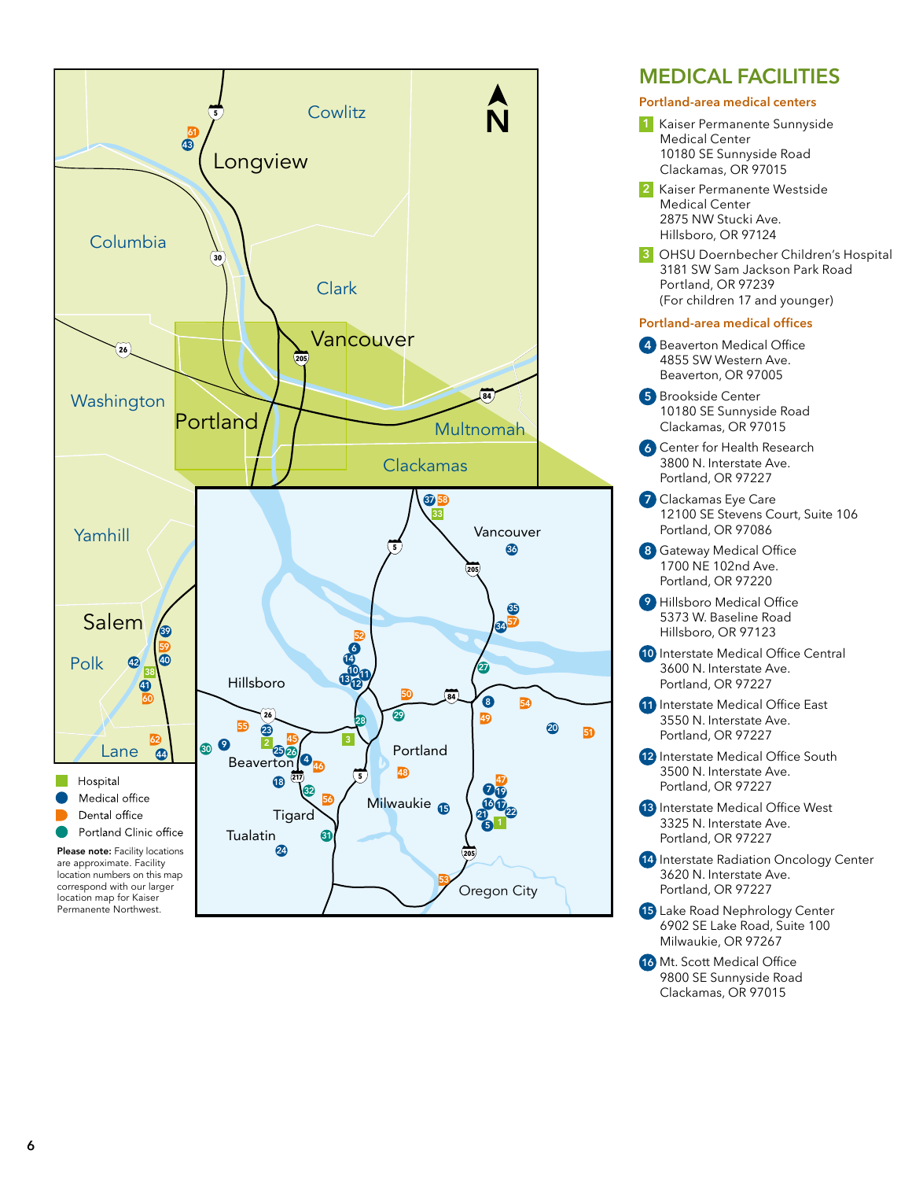Hospital

Medical office

Dental office

Portland Clinic office

**Please note:** Facility locations are approximate. Facility location numbers on this map correspond with our larger location map for Kaiser Permanente Northwest.

## MEDICAL FACILITIES

### Portland-area medical centers

1. Kaiser Permanente Sunnyside Medical Center
   10180 SE Sunnyside Road
   Clackamas, OR 97015
2. Kaiser Permanente Westside Medical Center
   2875 NW Stucki Ave.
   Hillsboro, OR 97124
3. OHSU Doernbecher Children's Hospital
   3181 SW Sam Jackson Park Road
   Portland, OR 97239
   (For children 17 and younger)

### Portland-area medical offices

4. Beaverton Medical Office
   4855 SW Western Ave.
   Beaverton, OR 97005
5. Brookside Center
   10180 SE Sunnyside Road
   Clackamas, OR 97015
6. Center for Health Research
   3800 N. Interstate Ave.
   Portland, OR 97227
7. Clackamas Eye Care
   12100 SE Stevens Court, Suite 106
   Portland, OR 97086
8. Gateway Medical Office
   1700 NE 102nd Ave.
   Portland, OR 97220
9. Hillsboro Medical Office
   5373 W. Baseline Road
   Hillsboro, OR 97123
10. Interstate Medical Office Central
    3600 N. Interstate Ave.
    Portland, OR 97227
11. Interstate Medical Office East
    3550 N. Interstate Ave.
    Portland, OR 97227
12. Interstate Medical Office South
    3500 N. Interstate Ave.
    Portland, OR 97227
13. Interstate Medical Office West
    3325 N. Interstate Ave.
    Portland, OR 97227
14. Interstate Radiation Oncology Center
    3620 N. Interstate Ave.
    Portland, OR 97227
15. Lake Road Nephrology Center
    6902 SE Lake Road, Suite 100
    Milwaukie, OR 97267
16. Mt. Scott Medical Office
    9800 SE Sunnyside Road
    Clackamas, OR 97015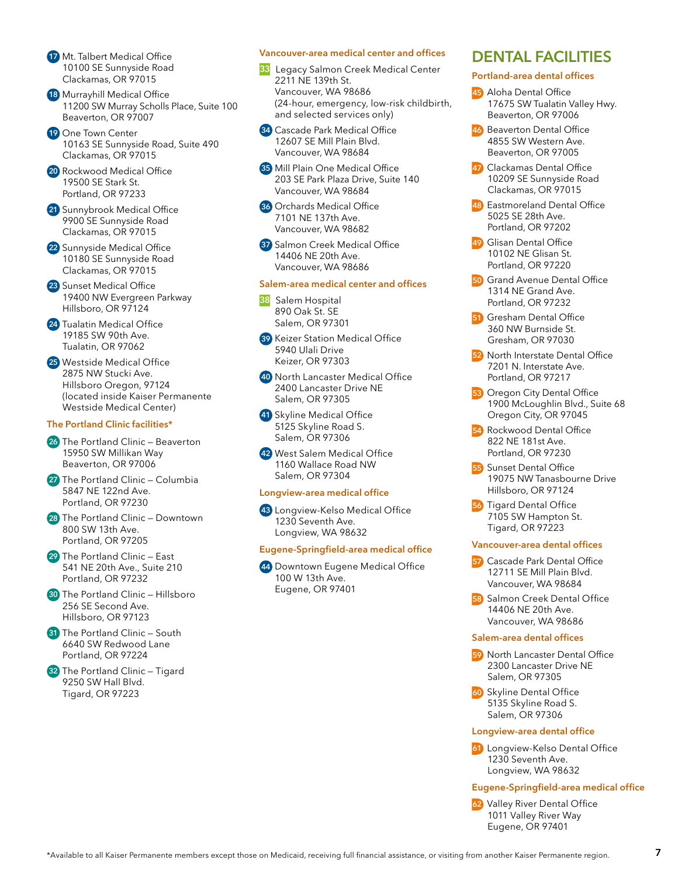17. Mt. Talbert Medical Office
10100 SE Sunnyside Road
Clackamas, OR 97015

18. Murrayhill Medical Office
11200 SW Murray Scholls Place, Suite 100
Beaverton, OR 97007

19. One Town Center
10163 SE Sunnyside Road, Suite 490
Clackamas, OR 97015

20. Rockwood Medical Office
19500 SE Stark St.
Portland, OR 97233

21. Sunnybrook Medical Office
9900 SE Sunnyside Road
Clackamas, OR 97015

22. Sunnyside Medical Office
10180 SE Sunnyside Road
Clackamas, OR 97015

23. Sunset Medical Office
19400 NW Evergreen Parkway
Hillsboro, OR 97124

24. Tualatin Medical Office
19185 SW 90th Ave.
Tualatin, OR 97062

25. Westside Medical Office
2875 NW Stucki Ave.
Hillsboro Oregon, 97124
(located inside Kaiser Permanente Westside Medical Center)

### The Portland Clinic facilities*

26. The Portland Clinic – Beaverton
15950 SW Millikan Way
Beaverton, OR 97006

27. The Portland Clinic – Columbia
5847 NE 122nd Ave.
Portland, OR 97230

28. The Portland Clinic – Downtown
800 SW 13th Ave.
Portland, OR 97205

29. The Portland Clinic – East
541 NE 20th Ave., Suite 210
Portland, OR 97232

30. The Portland Clinic – Hillsboro
256 SE Second Ave.
Hillsboro, OR 97123

31. The Portland Clinic – South
6640 SW Redwood Lane
Portland, OR 97224

32. The Portland Clinic – Tigard
9250 SW Hall Blvd.
Tigard, OR 97223

### Vancouver-area medical center and offices

33. Legacy Salmon Creek Medical Center
2211 NE 139th St.
Vancouver, WA 98686
(24-hour, emergency, low-risk childbirth, and selected services only)

34. Cascade Park Medical Office
12607 SE Mill Plain Blvd.
Vancouver, WA 98684

35. Mill Plain One Medical Office
203 SE Park Plaza Drive, Suite 140
Vancouver, WA 98684

36. Orchards Medical Office
7101 NE 137th Ave.
Vancouver, WA 98682

37. Salmon Creek Medical Office
14406 NE 20th Ave.
Vancouver, WA 98686

### Salem-area medical center and offices

38. Salem Hospital
890 Oak St. SE
Salem, OR 97301

39. Keizer Station Medical Office
5940 Ulali Drive
Keizer, OR 97303

40. North Lancaster Medical Office
2400 Lancaster Drive NE
Salem, OR 97305

41. Skyline Medical Office
5125 Skyline Road S.
Salem, OR 97306

42. West Salem Medical Office
1160 Wallace Road NW
Salem, OR 97304

### Longview-area medical office

43. Longview-Kelso Medical Office
1230 Seventh Ave.
Longview, WA 98632

### Eugene-Springfield-area medical office

44. Downtown Eugene Medical Office
100 W 13th Ave.
Eugene, OR 97401

## DENTAL FACILITIES

### Portland-area dental offices

45. Aloha Dental Office
17675 SW Tualatin Valley Hwy.
Beaverton, OR 97006

46. Beaverton Dental Office
4855 SW Western Ave.
Beaverton, OR 97005

47. Clackamas Dental Office
10209 SE Sunnyside Road
Clackamas, OR 97015

48. Eastmoreland Dental Office
5025 SE 28th Ave.
Portland, OR 97202

49. Glisan Dental Office
10102 NE Glisan St.
Portland, OR 97220

50. Grand Avenue Dental Office
1314 NE Grand Ave.
Portland, OR 97232

51. Gresham Dental Office
360 NW Burnside St.
Gresham, OR 97030

52. North Interstate Dental Office
7201 N. Interstate Ave.
Portland, OR 97217

53. Oregon City Dental Office
1900 McLoughlin Blvd., Suite 68
Oregon City, OR 97045

54. Rockwood Dental Office
822 NE 181st Ave.
Portland, OR 97230

55. Sunset Dental Office
19075 NW Tanasbourne Drive
Hillsboro, OR 97124

56. Tigard Dental Office
7105 SW Hampton St.
Tigard, OR 97223

### Vancouver-area dental offices

57. Cascade Park Dental Office
12711 SE Mill Plain Blvd.
Vancouver, WA 98684

58. Salmon Creek Dental Office
14406 NE 20th Ave.
Vancouver, WA 98686

### Salem-area dental offices

59. North Lancaster Dental Office
2300 Lancaster Drive NE
Salem, OR 97305

60. Skyline Dental Office
5135 Skyline Road S.
Salem, OR 97306

### Longview-area dental office

61. Longview-Kelso Dental Office
1230 Seventh Ave.
Longview, WA 98632

### Eugene-Springfield-area medical office

62. Valley River Dental Office
1011 Valley River Way
Eugene, OR 97401

*Available to all Kaiser Permanente members except those on Medicaid, receiving full financial assistance, or visiting from another Kaiser Permanente region.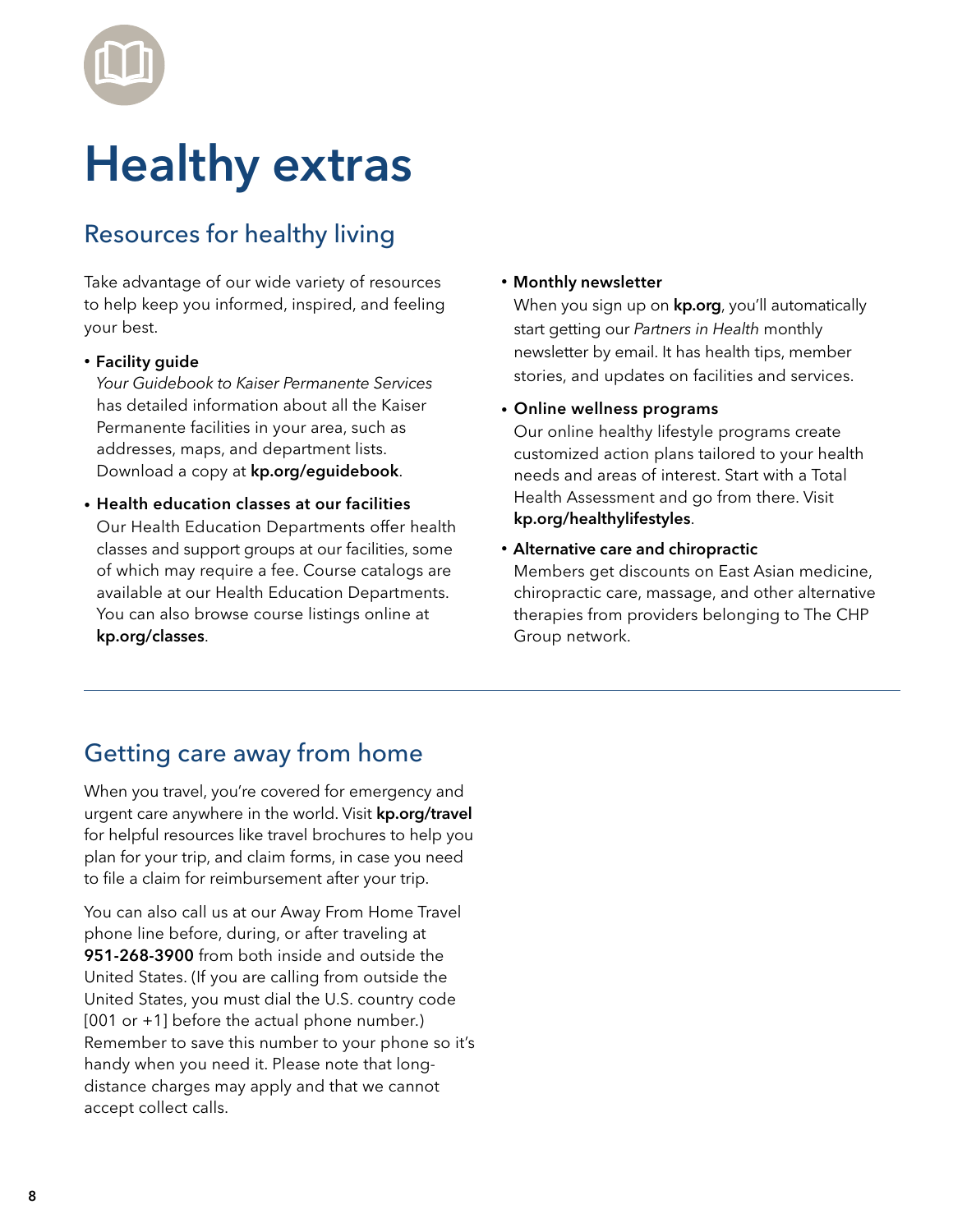# Healthy extras

## Resources for healthy living

Take advantage of our wide variety of resources to help keep you informed, inspired, and feeling your best.

- **Facility guide**
  *Your Guidebook to Kaiser Permanente Services* has detailed information about all the Kaiser Permanente facilities in your area, such as addresses, maps, and department lists. Download a copy at **kp.org/eguidebook**.
- **Health education classes at our facilities**
  Our Health Education Departments offer health classes and support groups at our facilities, some of which may require a fee. Course catalogs are available at our Health Education Departments. You can also browse course listings online at **kp.org/classes**.
- **Monthly newsletter**
  When you sign up on **kp.org**, you'll automatically start getting our *Partners in Health* monthly newsletter by email. It has health tips, member stories, and updates on facilities and services.
- **Online wellness programs**
  Our online healthy lifestyle programs create customized action plans tailored to your health needs and areas of interest. Start with a Total Health Assessment and go from there. Visit **kp.org/healthylifestyles**.
- **Alternative care and chiropractic**
  Members get discounts on East Asian medicine, chiropractic care, massage, and other alternative therapies from providers belonging to The CHP Group network.

## Getting care away from home

When you travel, you're covered for emergency and urgent care anywhere in the world. Visit **kp.org/travel** for helpful resources like travel brochures to help you plan for your trip, and claim forms, in case you need to file a claim for reimbursement after your trip.

You can also call us at our Away From Home Travel phone line before, during, or after traveling at **951-268-3900** from both inside and outside the United States. (If you are calling from outside the United States, you must dial the U.S. country code [001 or +1] before the actual phone number.) Remember to save this number to your phone so it's handy when you need it. Please note that long-distance charges may apply and that we cannot accept collect calls.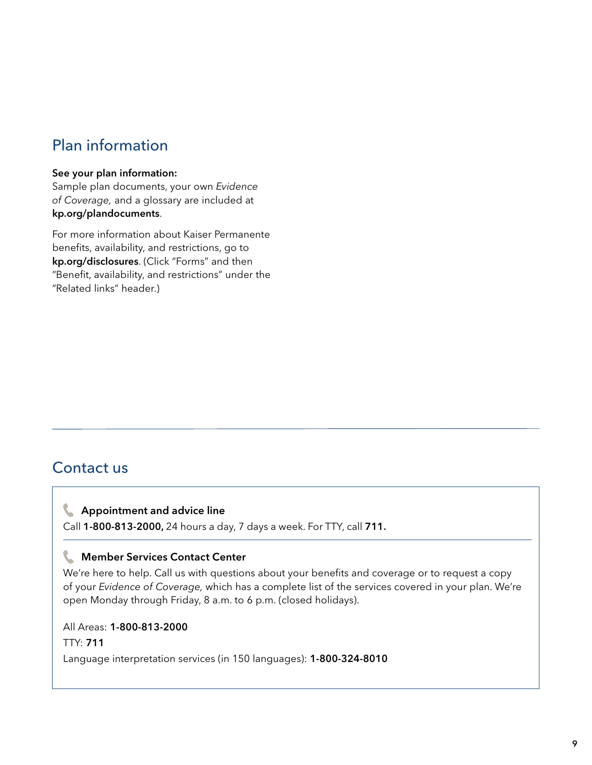## Plan information

**See your plan information:**
Sample plan documents, your own *Evidence of Coverage,* and a glossary are included at **kp.org/plandocuments**.

For more information about Kaiser Permanente benefits, availability, and restrictions, go to **kp.org/disclosures**. (Click "Forms" and then "Benefit, availability, and restrictions" under the "Related links" header.)

## Contact us

**Appointment and advice line**

Call **1-800-813-2000,** 24 hours a day, 7 days a week. For TTY, call **711.**

**Member Services Contact Center**

We're here to help. Call us with questions about your benefits and coverage or to request a copy of your *Evidence of Coverage,* which has a complete list of the services covered in your plan. We're open Monday through Friday, 8 a.m. to 6 p.m. (closed holidays).

All Areas: **1-800-813-2000**

TTY: **711**

Language interpretation services (in 150 languages): **1-800-324-8010**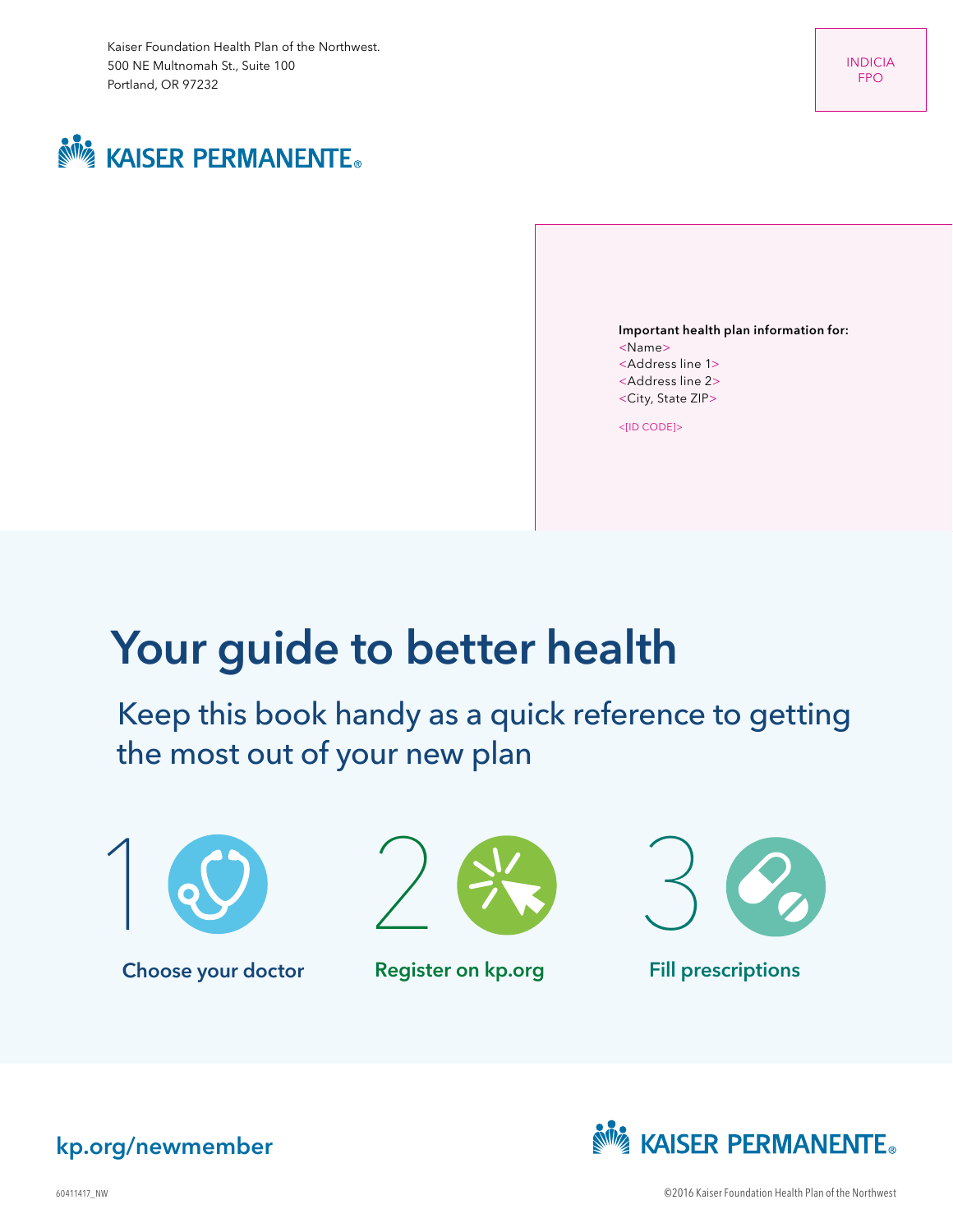Kaiser Foundation Health Plan of the Northwest.
500 NE Multnomah St., Suite 100
Portland, OR 97232

KAISER PERMANENTE®

INDICIA
FPO

**Important health plan information for:**
<Name>
<Address line 1>
<Address line 2>
<City, State ZIP>

<[ID CODE]>

# Your guide to better health

## Keep this book handy as a quick reference to getting the most out of your new plan

1 **Choose your doctor**

2 **Register on kp.org**

3 **Fill prescriptions**

**kp.org/newmember**

KAISER PERMANENTE®

60411417_NW

©2016 Kaiser Foundation Health Plan of the Northwest